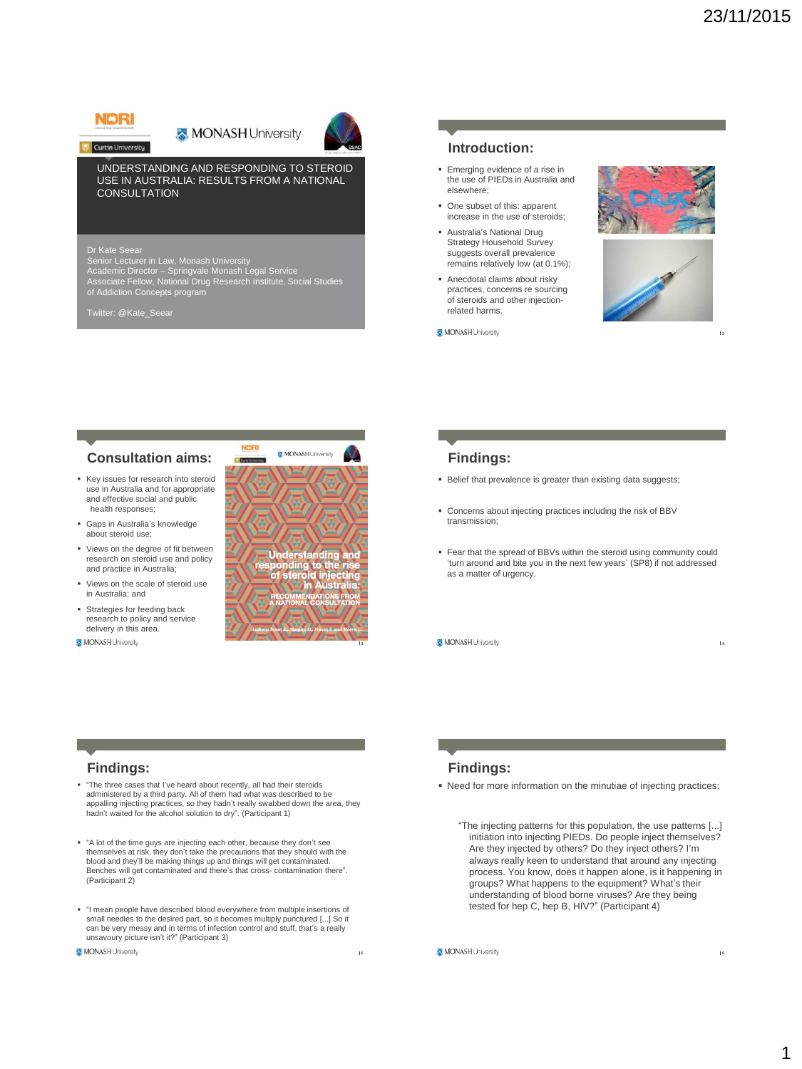# UNDERSTANDING AND RESPONDING TO STEROID USE IN AUSTRALIA: RESULTS FROM A NATIONAL CONSULTATION

Dr Kate Seear
Senior Lecturer in Law, Monash University
Academic Director – Springvale Monash Legal Service
Associate Fellow, National Drug Research Institute, Social Studies of Addiction Concepts program

Twitter: @Kate_Seear

## Introduction:

- Emerging evidence of a rise in the use of PIEDs in Australia and elsewhere;
- One subset of this: apparent increase in the use of steroids;
- Australia's National Drug Strategy Household Survey suggests overall prevalence remains relatively low (at 0.1%);
- Anecdotal claims about risky practices, concerns re sourcing of steroids and other injection-related harms.

## Consultation aims:

- Key issues for research into steroid use in Australia and for appropriate and effective social and public health responses;
- Gaps in Australia's knowledge about steroid use;
- Views on the degree of fit between research on steroid use and policy and practice in Australia;
- Views on the scale of steroid use in Australia; and
- Strategies for feeding back research to policy and service delivery in this area.

Understanding and responding to the rise of steroid injecting in Australia: RECOMMENDATIONS FROM A NATIONAL CONSULTATION

Authors: Seear, K., Murphy, D., Fraser, S. and Moore, D.

## Findings:

- Belief that prevalence is greater than existing data suggests;
- Concerns about injecting practices including the risk of BBV transmission;
- Fear that the spread of BBVs within the steroid using community could 'turn around and bite you in the next few years' (SP8) if not addressed as a matter of urgency.

## Findings:

- "The three cases that I've heard about recently, all had their steroids administered by a third party. All of them had what was described to be appalling injecting practices, so they hadn't really swabbed down the area, they hadn't waited for the alcohol solution to dry". (Participant 1)
- "A lot of the time guys are injecting each other, because they don't see themselves at risk, they don't take the precautions that they should with the blood and they'll be making things up and things will get contaminated. Benches will get contaminated and there's that cross- contamination there". (Participant 2)
- "I mean people have described blood everywhere from multiple insertions of small needles to the desired part, so it becomes multiply punctured [...] So it can be very messy and in terms of infection control and stuff, that's a really unsavoury picture isn't it?" (Participant 3)

## Findings:

- Need for more information on the minutiae of injecting practices:

"The injecting patterns for this population, the use patterns [...] initiation into injecting PIEDs. Do people inject themselves? Are they injected by others? Do they inject others? I'm always really keen to understand that around any injecting process. You know, does it happen alone, is it happening in groups? What happens to the equipment? What's their understanding of blood borne viruses? Are they being tested for hep C, hep B, HIV?" (Participant 4)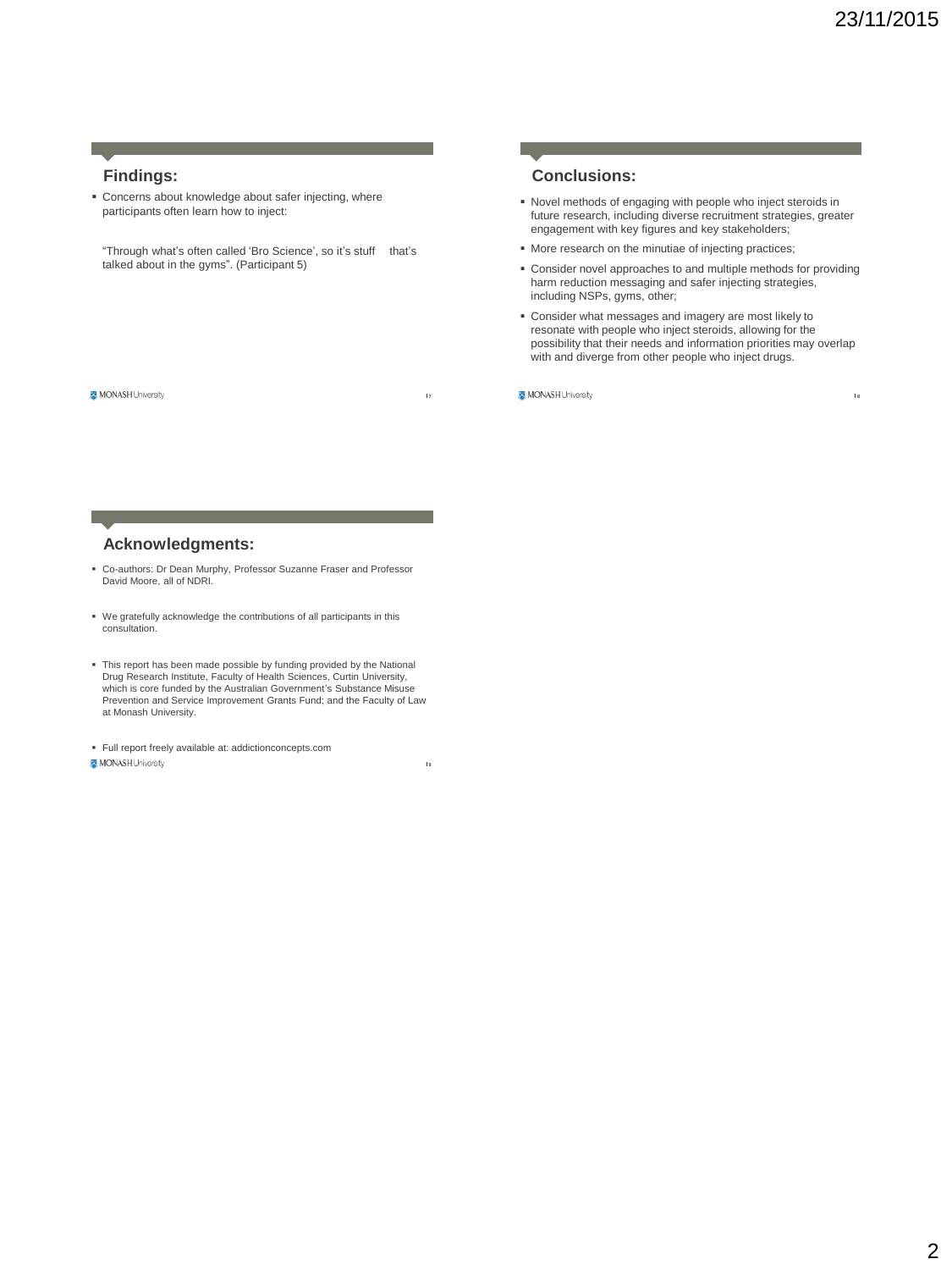## Findings:

- Concerns about knowledge about safer injecting, where participants often learn how to inject:

"Through what's often called 'Bro Science', so it's stuff that's talked about in the gyms". (Participant 5)

## Conclusions:

- Novel methods of engaging with people who inject steroids in future research, including diverse recruitment strategies, greater engagement with key figures and key stakeholders;
- More research on the minutiae of injecting practices;
- Consider novel approaches to and multiple methods for providing harm reduction messaging and safer injecting strategies, including NSPs, gyms, other;
- Consider what messages and imagery are most likely to resonate with people who inject steroids, allowing for the possibility that their needs and information priorities may overlap with and diverge from other people who inject drugs.

## Acknowledgments:

- Co-authors: Dr Dean Murphy, Professor Suzanne Fraser and Professor David Moore, all of NDRI.
- We gratefully acknowledge the contributions of all participants in this consultation.
- This report has been made possible by funding provided by the National Drug Research Institute, Faculty of Health Sciences, Curtin University, which is core funded by the Australian Government's Substance Misuse Prevention and Service Improvement Grants Fund; and the Faculty of Law at Monash University.
- Full report freely available at: addictionconcepts.com